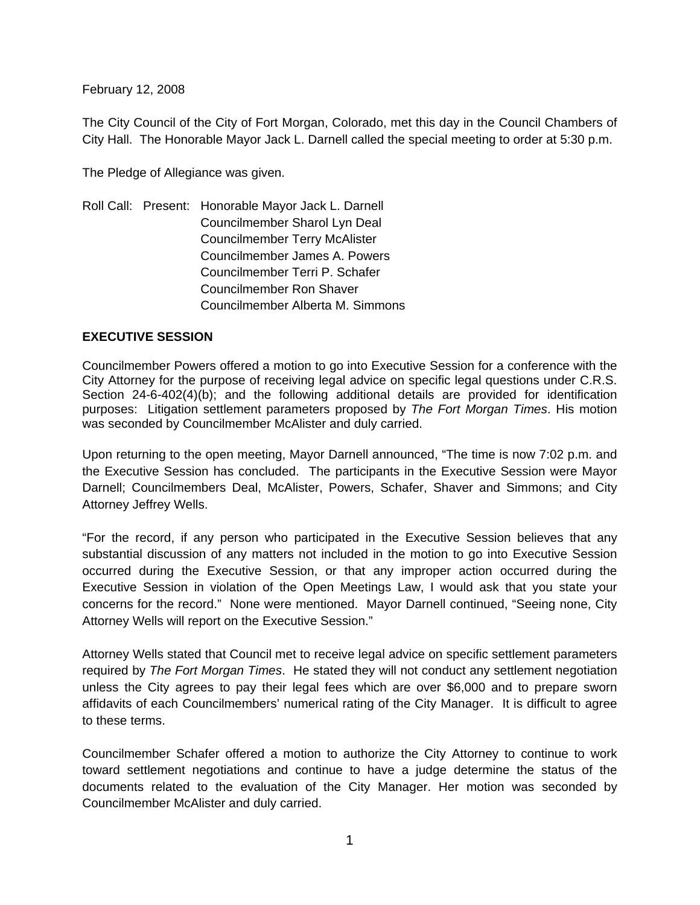February 12, 2008

The City Council of the City of Fort Morgan, Colorado, met this day in the Council Chambers of City Hall. The Honorable Mayor Jack L. Darnell called the special meeting to order at 5:30 p.m.

The Pledge of Allegiance was given.

Roll Call: Present: Honorable Mayor Jack L. Darnell
Councilmember Sharol Lyn Deal
Councilmember Terry McAlister
Councilmember James A. Powers
Councilmember Terri P. Schafer
Councilmember Ron Shaver
Councilmember Alberta M. Simmons

**EXECUTIVE SESSION**

Councilmember Powers offered a motion to go into Executive Session for a conference with the City Attorney for the purpose of receiving legal advice on specific legal questions under C.R.S. Section 24-6-402(4)(b); and the following additional details are provided for identification purposes: Litigation settlement parameters proposed by *The Fort Morgan Times*. His motion was seconded by Councilmember McAlister and duly carried.

Upon returning to the open meeting, Mayor Darnell announced, "The time is now 7:02 p.m. and the Executive Session has concluded. The participants in the Executive Session were Mayor Darnell; Councilmembers Deal, McAlister, Powers, Schafer, Shaver and Simmons; and City Attorney Jeffrey Wells.

"For the record, if any person who participated in the Executive Session believes that any substantial discussion of any matters not included in the motion to go into Executive Session occurred during the Executive Session, or that any improper action occurred during the Executive Session in violation of the Open Meetings Law, I would ask that you state your concerns for the record." None were mentioned. Mayor Darnell continued, "Seeing none, City Attorney Wells will report on the Executive Session."

Attorney Wells stated that Council met to receive legal advice on specific settlement parameters required by *The Fort Morgan Times*. He stated they will not conduct any settlement negotiation unless the City agrees to pay their legal fees which are over $6,000 and to prepare sworn affidavits of each Councilmembers' numerical rating of the City Manager. It is difficult to agree to these terms.

Councilmember Schafer offered a motion to authorize the City Attorney to continue to work toward settlement negotiations and continue to have a judge determine the status of the documents related to the evaluation of the City Manager. Her motion was seconded by Councilmember McAlister and duly carried.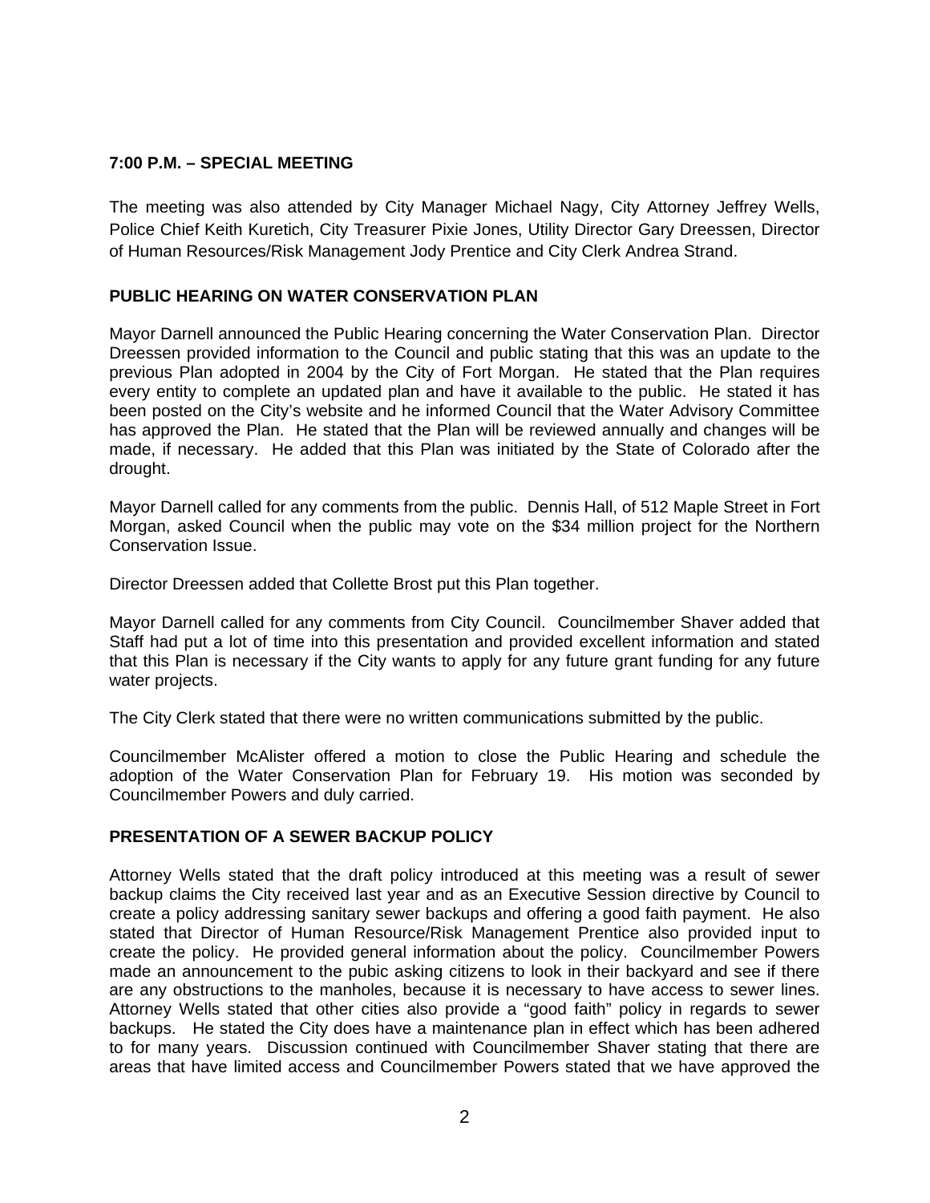**7:00 P.M. – SPECIAL MEETING**

The meeting was also attended by City Manager Michael Nagy, City Attorney Jeffrey Wells, Police Chief Keith Kuretich, City Treasurer Pixie Jones, Utility Director Gary Dreessen, Director of Human Resources/Risk Management Jody Prentice and City Clerk Andrea Strand.

**PUBLIC HEARING ON WATER CONSERVATION PLAN**

Mayor Darnell announced the Public Hearing concerning the Water Conservation Plan. Director Dreessen provided information to the Council and public stating that this was an update to the previous Plan adopted in 2004 by the City of Fort Morgan. He stated that the Plan requires every entity to complete an updated plan and have it available to the public. He stated it has been posted on the City's website and he informed Council that the Water Advisory Committee has approved the Plan. He stated that the Plan will be reviewed annually and changes will be made, if necessary. He added that this Plan was initiated by the State of Colorado after the drought.

Mayor Darnell called for any comments from the public. Dennis Hall, of 512 Maple Street in Fort Morgan, asked Council when the public may vote on the $34 million project for the Northern Conservation Issue.

Director Dreessen added that Collette Brost put this Plan together.

Mayor Darnell called for any comments from City Council. Councilmember Shaver added that Staff had put a lot of time into this presentation and provided excellent information and stated that this Plan is necessary if the City wants to apply for any future grant funding for any future water projects.

The City Clerk stated that there were no written communications submitted by the public.

Councilmember McAlister offered a motion to close the Public Hearing and schedule the adoption of the Water Conservation Plan for February 19. His motion was seconded by Councilmember Powers and duly carried.

**PRESENTATION OF A SEWER BACKUP POLICY**

Attorney Wells stated that the draft policy introduced at this meeting was a result of sewer backup claims the City received last year and as an Executive Session directive by Council to create a policy addressing sanitary sewer backups and offering a good faith payment. He also stated that Director of Human Resource/Risk Management Prentice also provided input to create the policy. He provided general information about the policy. Councilmember Powers made an announcement to the pubic asking citizens to look in their backyard and see if there are any obstructions to the manholes, because it is necessary to have access to sewer lines. Attorney Wells stated that other cities also provide a "good faith" policy in regards to sewer backups. He stated the City does have a maintenance plan in effect which has been adhered to for many years. Discussion continued with Councilmember Shaver stating that there are areas that have limited access and Councilmember Powers stated that we have approved the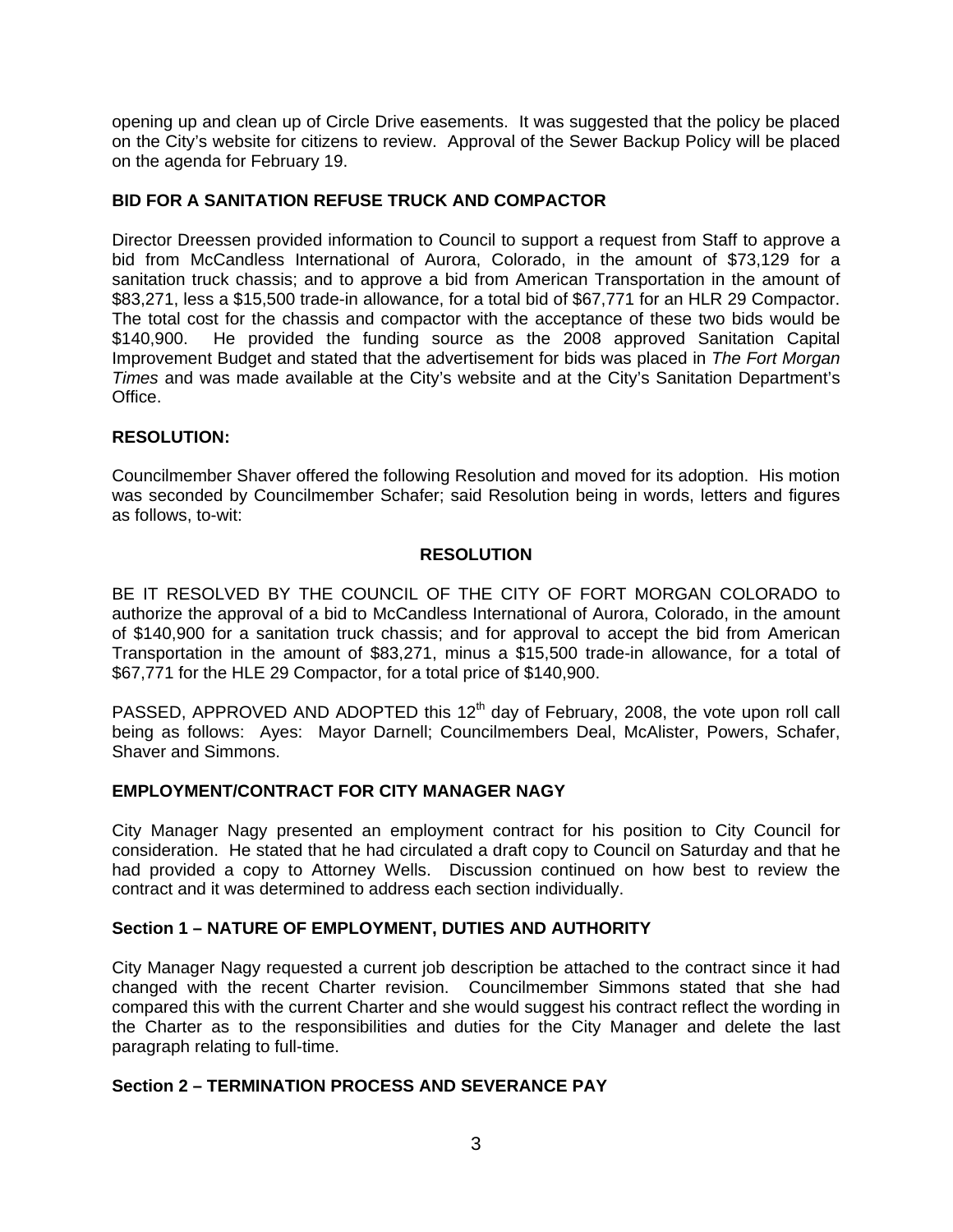opening up and clean up of Circle Drive easements. It was suggested that the policy be placed on the City's website for citizens to review. Approval of the Sewer Backup Policy will be placed on the agenda for February 19.

**BID FOR A SANITATION REFUSE TRUCK AND COMPACTOR**

Director Dreessen provided information to Council to support a request from Staff to approve a bid from McCandless International of Aurora, Colorado, in the amount of $73,129 for a sanitation truck chassis; and to approve a bid from American Transportation in the amount of $83,271, less a $15,500 trade-in allowance, for a total bid of $67,771 for an HLR 29 Compactor. The total cost for the chassis and compactor with the acceptance of these two bids would be $140,900. He provided the funding source as the 2008 approved Sanitation Capital Improvement Budget and stated that the advertisement for bids was placed in *The Fort Morgan Times* and was made available at the City's website and at the City's Sanitation Department's Office.

**RESOLUTION:**

Councilmember Shaver offered the following Resolution and moved for its adoption. His motion was seconded by Councilmember Schafer; said Resolution being in words, letters and figures as follows, to-wit:

**RESOLUTION**

BE IT RESOLVED BY THE COUNCIL OF THE CITY OF FORT MORGAN COLORADO to authorize the approval of a bid to McCandless International of Aurora, Colorado, in the amount of $140,900 for a sanitation truck chassis; and for approval to accept the bid from American Transportation in the amount of $83,271, minus a $15,500 trade-in allowance, for a total of $67,771 for the HLE 29 Compactor, for a total price of $140,900.

PASSED, APPROVED AND ADOPTED this 12th day of February, 2008, the vote upon roll call being as follows: Ayes: Mayor Darnell; Councilmembers Deal, McAlister, Powers, Schafer, Shaver and Simmons.

**EMPLOYMENT/CONTRACT FOR CITY MANAGER NAGY**

City Manager Nagy presented an employment contract for his position to City Council for consideration. He stated that he had circulated a draft copy to Council on Saturday and that he had provided a copy to Attorney Wells. Discussion continued on how best to review the contract and it was determined to address each section individually.

**Section 1 – NATURE OF EMPLOYMENT, DUTIES AND AUTHORITY**

City Manager Nagy requested a current job description be attached to the contract since it had changed with the recent Charter revision. Councilmember Simmons stated that she had compared this with the current Charter and she would suggest his contract reflect the wording in the Charter as to the responsibilities and duties for the City Manager and delete the last paragraph relating to full-time.

**Section 2 – TERMINATION PROCESS AND SEVERANCE PAY**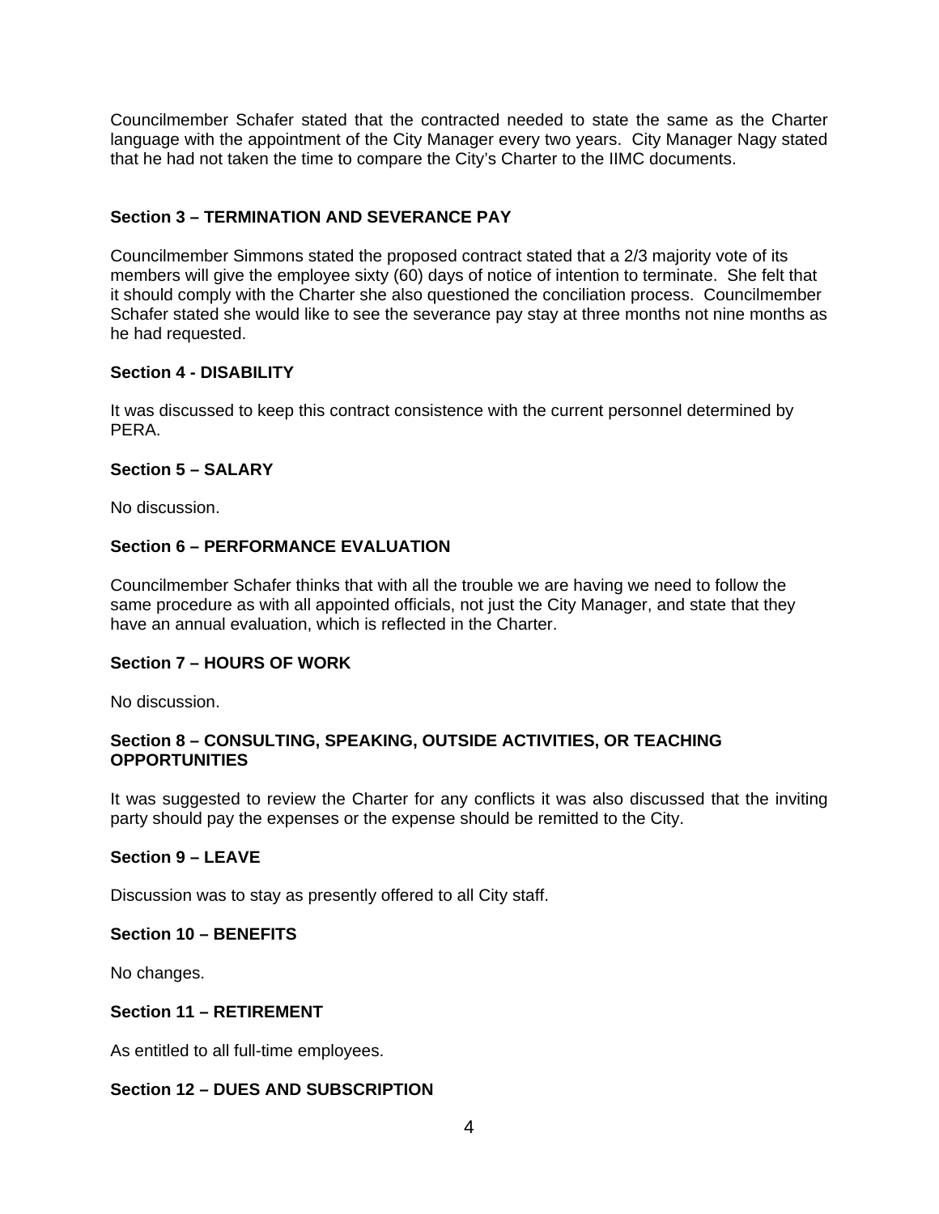Councilmember Schafer stated that the contracted needed to state the same as the Charter language with the appointment of the City Manager every two years. City Manager Nagy stated that he had not taken the time to compare the City's Charter to the IIMC documents.

**Section 3 – TERMINATION AND SEVERANCE PAY**

Councilmember Simmons stated the proposed contract stated that a 2/3 majority vote of its members will give the employee sixty (60) days of notice of intention to terminate. She felt that it should comply with the Charter she also questioned the conciliation process. Councilmember Schafer stated she would like to see the severance pay stay at three months not nine months as he had requested.

**Section 4 - DISABILITY**

It was discussed to keep this contract consistence with the current personnel determined by PERA.

**Section 5 – SALARY**

No discussion.

**Section 6 – PERFORMANCE EVALUATION**

Councilmember Schafer thinks that with all the trouble we are having we need to follow the same procedure as with all appointed officials, not just the City Manager, and state that they have an annual evaluation, which is reflected in the Charter.

**Section 7 – HOURS OF WORK**

No discussion.

**Section 8 – CONSULTING, SPEAKING, OUTSIDE ACTIVITIES, OR TEACHING OPPORTUNITIES**

It was suggested to review the Charter for any conflicts it was also discussed that the inviting party should pay the expenses or the expense should be remitted to the City.

**Section 9 – LEAVE**

Discussion was to stay as presently offered to all City staff.

**Section 10 – BENEFITS**

No changes.

**Section 11 – RETIREMENT**

As entitled to all full-time employees.

**Section 12 – DUES AND SUBSCRIPTION**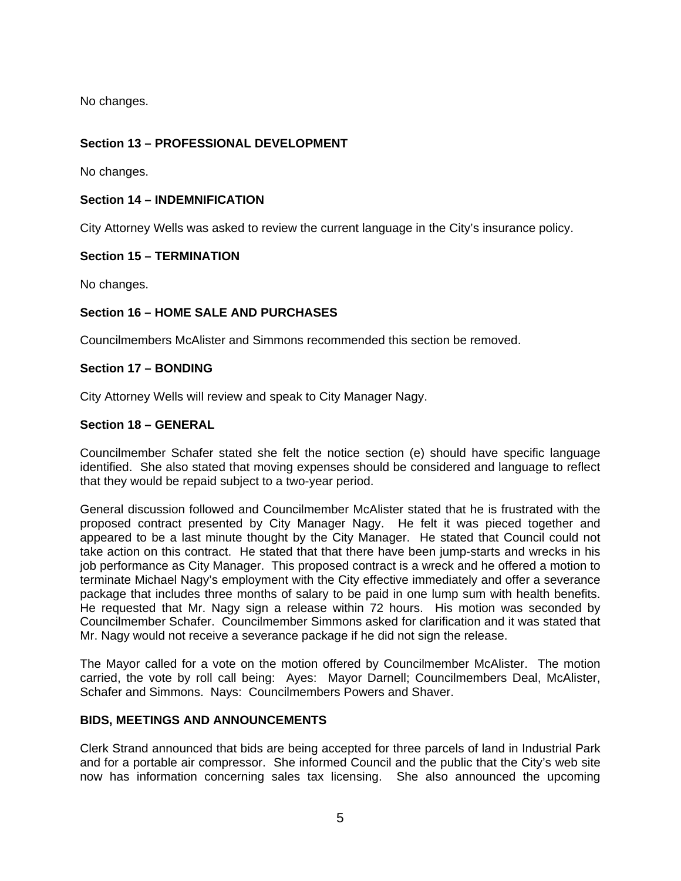No changes.

**Section 13 – PROFESSIONAL DEVELOPMENT**

No changes.

**Section 14 – INDEMNIFICATION**

City Attorney Wells was asked to review the current language in the City's insurance policy.

**Section 15 – TERMINATION**

No changes.

**Section 16 – HOME SALE AND PURCHASES**

Councilmembers McAlister and Simmons recommended this section be removed.

**Section 17 – BONDING**

City Attorney Wells will review and speak to City Manager Nagy.

**Section 18 – GENERAL**

Councilmember Schafer stated she felt the notice section (e) should have specific language identified. She also stated that moving expenses should be considered and language to reflect that they would be repaid subject to a two-year period.

General discussion followed and Councilmember McAlister stated that he is frustrated with the proposed contract presented by City Manager Nagy. He felt it was pieced together and appeared to be a last minute thought by the City Manager. He stated that Council could not take action on this contract. He stated that that there have been jump-starts and wrecks in his job performance as City Manager. This proposed contract is a wreck and he offered a motion to terminate Michael Nagy's employment with the City effective immediately and offer a severance package that includes three months of salary to be paid in one lump sum with health benefits. He requested that Mr. Nagy sign a release within 72 hours. His motion was seconded by Councilmember Schafer. Councilmember Simmons asked for clarification and it was stated that Mr. Nagy would not receive a severance package if he did not sign the release.

The Mayor called for a vote on the motion offered by Councilmember McAlister. The motion carried, the vote by roll call being: Ayes: Mayor Darnell; Councilmembers Deal, McAlister, Schafer and Simmons. Nays: Councilmembers Powers and Shaver.

**BIDS, MEETINGS AND ANNOUNCEMENTS**

Clerk Strand announced that bids are being accepted for three parcels of land in Industrial Park and for a portable air compressor. She informed Council and the public that the City's web site now has information concerning sales tax licensing. She also announced the upcoming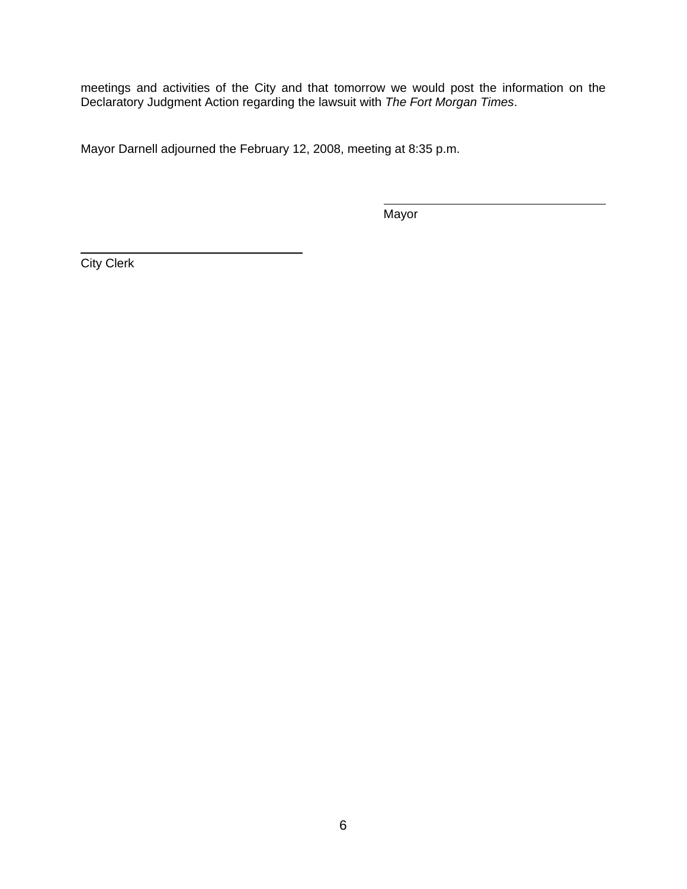meetings and activities of the City and that tomorrow we would post the information on the Declaratory Judgment Action regarding the lawsuit with *The Fort Morgan Times*.

Mayor Darnell adjourned the February 12, 2008, meeting at 8:35 p.m.

\_\_\_\_\_\_\_\_\_\_\_\_\_\_\_\_\_\_\_\_\_\_\_\_\_\_\_\_\_\_\_\_\_\_

Mayor

\_\_\_\_\_\_\_\_\_\_\_\_\_\_\_\_\_\_\_\_\_\_\_\_\_\_\_\_\_\_\_\_\_\_

City Clerk